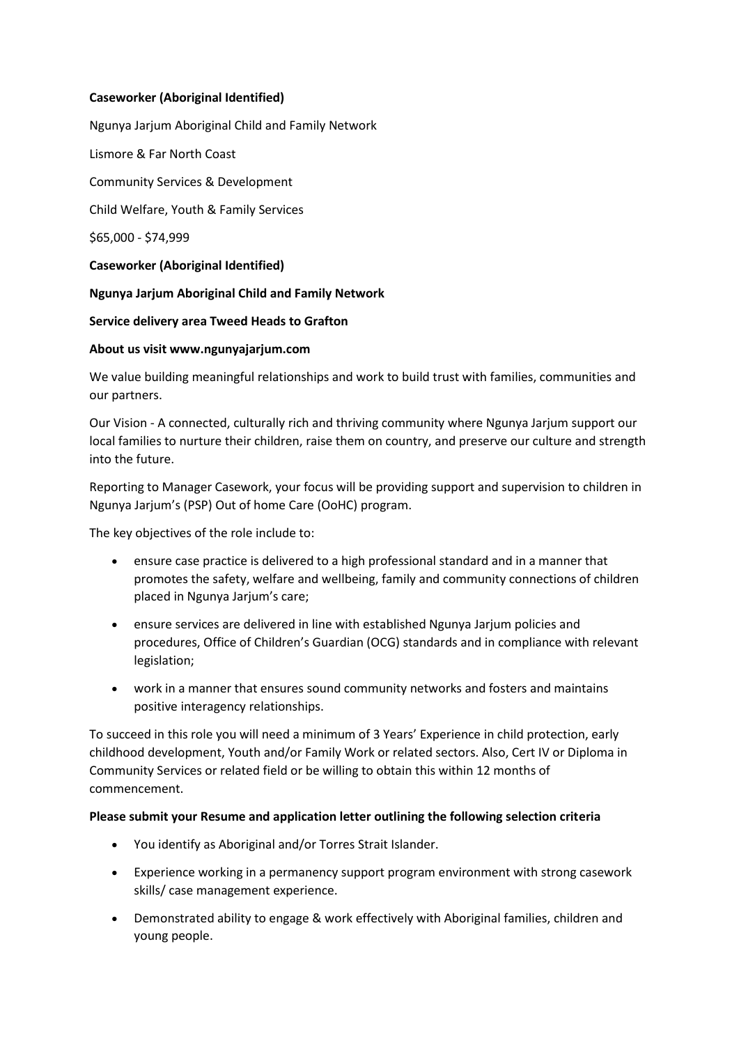**Caseworker (Aboriginal Identified)**

Ngunya Jarjum Aboriginal Child and Family Network

Lismore & Far North Coast

Community Services & Development

Child Welfare, Youth & Family Services

$65,000 - $74,999

**Caseworker (Aboriginal Identified)**

**Ngunya Jarjum Aboriginal Child and Family Network**

**Service delivery area Tweed Heads to Grafton**

**About us visit www.ngunyajarjum.com**

We value building meaningful relationships and work to build trust with families, communities and our partners.

Our Vision - A connected, culturally rich and thriving community where Ngunya Jarjum support our local families to nurture their children, raise them on country, and preserve our culture and strength into the future.

Reporting to Manager Casework, your focus will be providing support and supervision to children in Ngunya Jarjum's (PSP) Out of home Care (OoHC) program.

The key objectives of the role include to:

- ensure case practice is delivered to a high professional standard and in a manner that promotes the safety, welfare and wellbeing, family and community connections of children placed in Ngunya Jarjum's care;
- ensure services are delivered in line with established Ngunya Jarjum policies and procedures, Office of Children's Guardian (OCG) standards and in compliance with relevant legislation;
- work in a manner that ensures sound community networks and fosters and maintains positive interagency relationships.

To succeed in this role you will need a minimum of 3 Years' Experience in child protection, early childhood development, Youth and/or Family Work or related sectors. Also, Cert IV or Diploma in Community Services or related field or be willing to obtain this within 12 months of commencement.

**Please submit your Resume and application letter outlining the following selection criteria**

- You identify as Aboriginal and/or Torres Strait Islander.
- Experience working in a permanency support program environment with strong casework skills/ case management experience.
- Demonstrated ability to engage & work effectively with Aboriginal families, children and young people.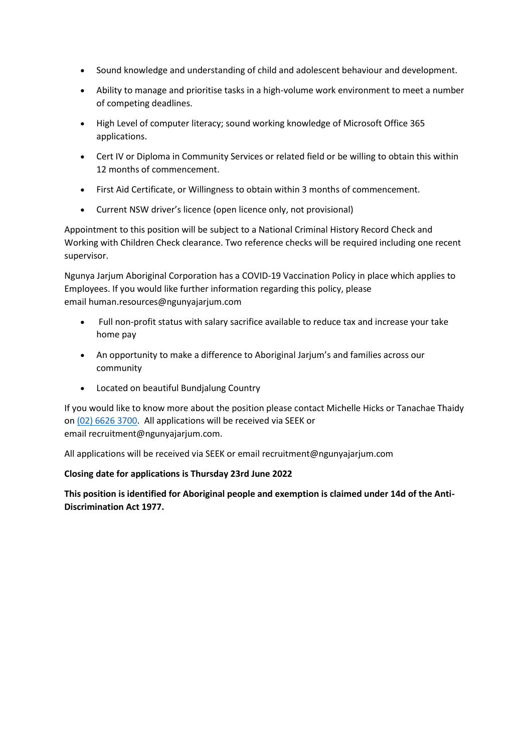- Sound knowledge and understanding of child and adolescent behaviour and development.
- Ability to manage and prioritise tasks in a high-volume work environment to meet a number of competing deadlines.
- High Level of computer literacy; sound working knowledge of Microsoft Office 365 applications.
- Cert IV or Diploma in Community Services or related field or be willing to obtain this within 12 months of commencement.
- First Aid Certificate, or Willingness to obtain within 3 months of commencement.
- Current NSW driver's licence (open licence only, not provisional)

Appointment to this position will be subject to a National Criminal History Record Check and Working with Children Check clearance. Two reference checks will be required including one recent supervisor.

Ngunya Jarjum Aboriginal Corporation has a COVID-19 Vaccination Policy in place which applies to Employees. If you would like further information regarding this policy, please email human.resources@ngunyajarjum.com

- Full non-profit status with salary sacrifice available to reduce tax and increase your take home pay
- An opportunity to make a difference to Aboriginal Jarjum's and families across our community
- Located on beautiful Bundjalung Country

If you would like to know more about the position please contact Michelle Hicks or Tanachae Thaidy on (02) 6626 3700. All applications will be received via SEEK or email recruitment@ngunyajarjum.com.

All applications will be received via SEEK or email recruitment@ngunyajarjum.com

**Closing date for applications is Thursday 23rd June 2022**

**This position is identified for Aboriginal people and exemption is claimed under 14d of the Anti-Discrimination Act 1977.**